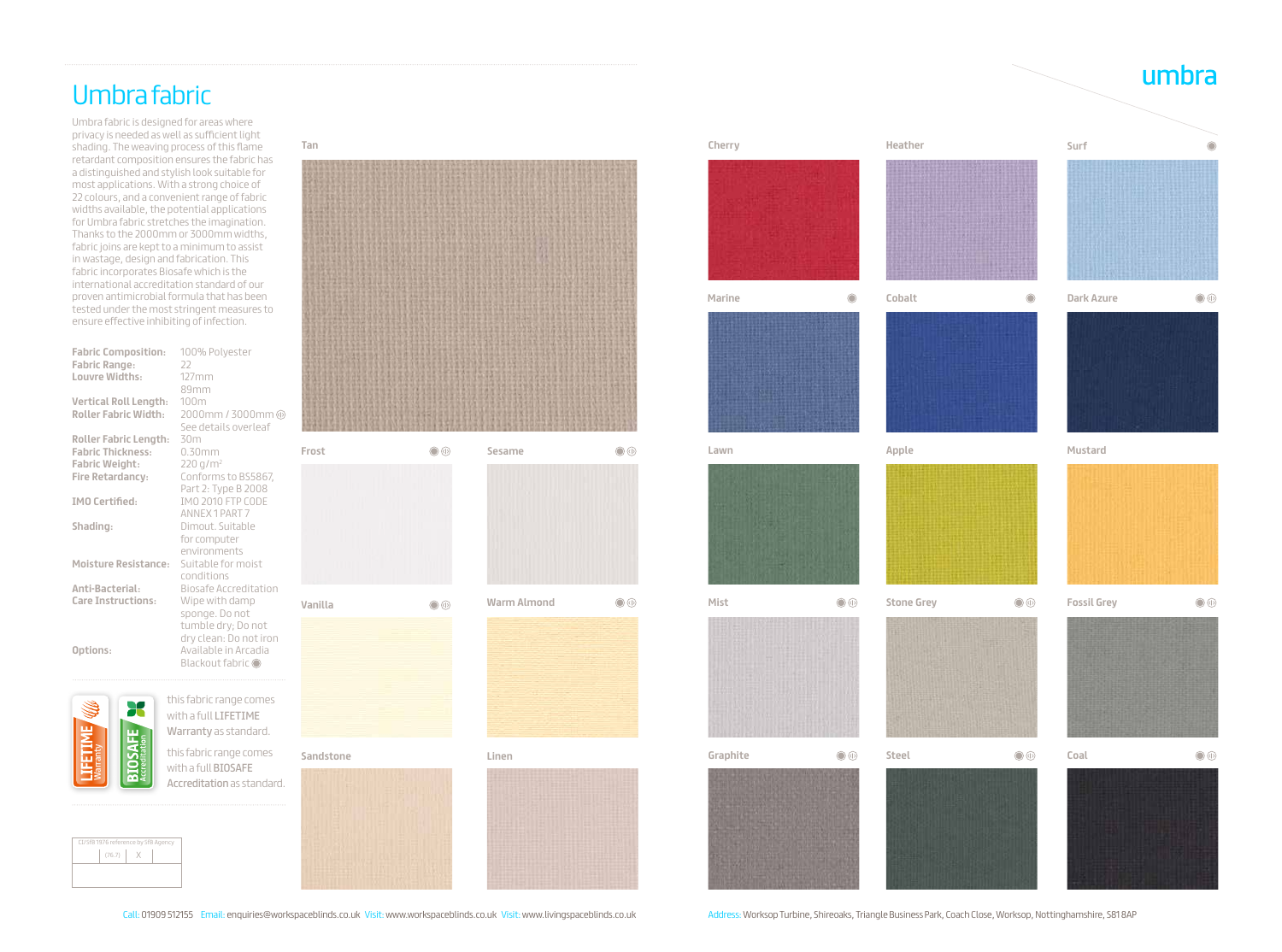umbra

# Umbra fabric

Umbra fabric is designed for areas where privacy is needed as well as sufficient light shading. The weaving process of this flame retardant composition ensures the fabric has a distinguished and stylish look suitable for most applications. With a strong choice of 22 colours, and a convenient range of fabric widths available, the potential applications for Umbra fabric stretches the imagination. Thanks to the 2000mm or 3000mm widths, fabric joins are kept to a minimum to assist in wastage, design and fabrication. This fabric incorporates Biosafe which is the international accreditation standard of our proven antimicrobial formula that has been tested under the most stringent measures to ensure effective inhibiting of infection.

| | |
|---|---|
| **Fabric Composition:** | 100% Polyester |
| **Fabric Range:** | 22 |
| **Louvre Widths:** | 127mm<br>89mm |
| **Vertical Roll Length:** | 100m |
| **Roller Fabric Width:** | 2000mm / 3000mm<br>See details overleaf |
| **Roller Fabric Length:** | 30m |
| **Fabric Thickness:** | 0.30mm |
| **Fabric Weight:** | 220 g/m$^2$ |
| **Fire Retardancy:** | Conforms to BS5867, Part 2: Type B 2008 |
| **IMO Certified:** | IMO 2010 FTP CODE ANNEX 1 PART 7 |
| **Shading:** | Dimout. Suitable for computer environments |
| **Moisture Resistance:** | Suitable for moist conditions |
| **Anti-Bacterial:** | Biosafe Accreditation |
| **Care Instructions:** | Wipe with damp sponge. Do not tumble dry; Do not dry clean: Do not iron |
| **Options:** | Available in Arcadia Blackout fabric |

this fabric range comes with a full LIFETIME Warranty as standard.

this fabric range comes with a full BIOSAFE Accreditation as standard.

CI/SfB 1976 reference by SfB Agency

| (76.7) | X |
|---|---|

Tan

Frost | Sesame

Vanilla | Warm Almond

Sandstone | Linen

Cherry | Heather | Surf

Marine | Cobalt | Dark Azure

Lawn | Apple | Mustard

Mist | Stone Grey | Fossil Grey

Graphite | Steel | Coal

Call: 01909 512155 Email: enquiries@workspaceblinds.co.uk Visit: www.workspaceblinds.co.uk Visit: www.livingspaceblinds.co.uk

Address: Worksop Turbine, Shireoaks, Triangle Business Park, Coach Close, Worksop, Nottinghamshire, S81 8AP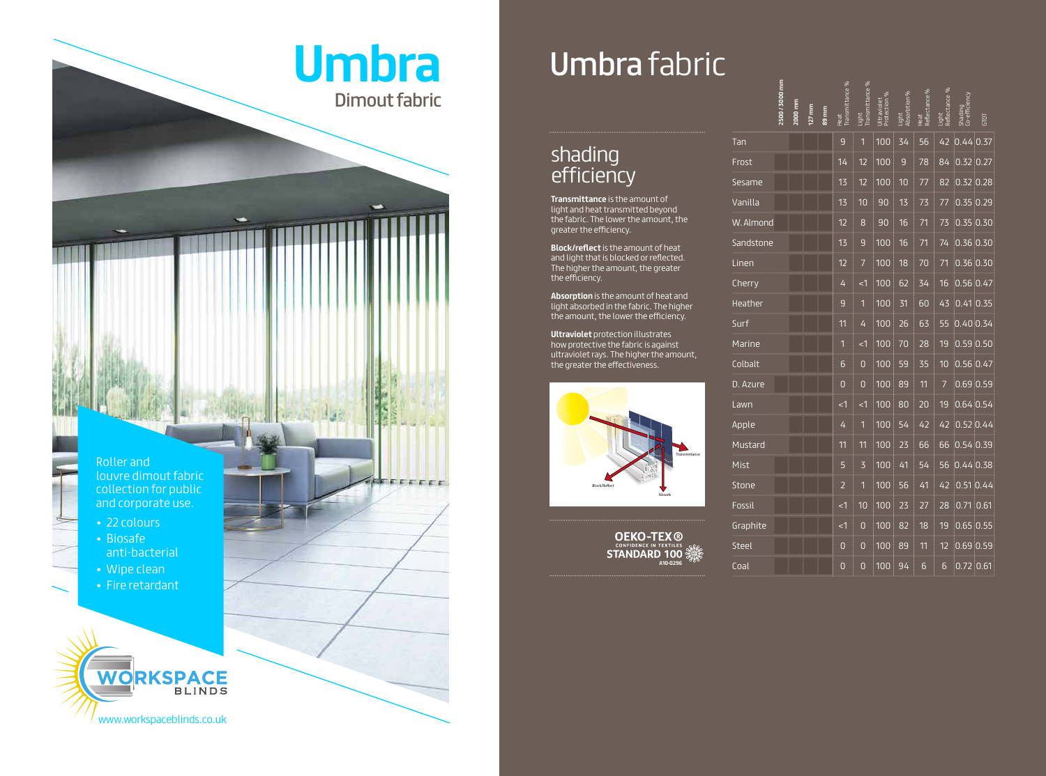# Umbra

Dimout fabric

Roller and louvre dimout fabric collection for public and corporate use.

- 22 colours
- Biosafe anti-bacterial
- Wipe clean
- Fire retardant

WORKSPACE BLINDS

www.workspaceblinds.co.uk

# Umbra fabric

## shading efficiency

**Transmittance** is the amount of light and heat transmitted beyond the fabric. The lower the amount, the greater the efficiency.

**Block/reflect** is the amount of heat and light that is blocked or reflected. The higher the amount, the greater the efficiency.

**Absorption** is the amount of heat and light absorbed in the fabric. The higher the amount, the lower the efficiency.

**Ultraviolet** protection illustrates how protective the fabric is against ultraviolet rays. The higher the amount, the greater the effectiveness.

Transmittance

Block/Reflect

Absorb

OEKO-TEX®
CONFIDENCE IN TEXTILES
STANDARD 100
A10-0296

| | 2500 / 3000 mm | 2000 mm | 127 mm | 89 mm | Heat Transmittance % | Light Transmittance % | Ultraviolet Protection % | Light Absorption % | Heat Reflectance % | Light Reflectance % | Shading Co-efficiency | GTOT |
|---|---|---|---|---|---|---|---|---|---|---|---|---|
| Tan | | | | | 9 | 1 | 100 | 34 | 56 | 42 | 0.44 | 0.37 |
| Frost | | | | | 14 | 12 | 100 | 9 | 78 | 84 | 0.32 | 0.27 |
| Sesame | | | | | 13 | 12 | 100 | 10 | 77 | 82 | 0.32 | 0.28 |
| Vanilla | | | | | 13 | 10 | 90 | 13 | 73 | 77 | 0.35 | 0.29 |
| W. Almond | | | | | 12 | 8 | 90 | 16 | 71 | 73 | 0.35 | 0.30 |
| Sandstone | | | | | 13 | 9 | 100 | 16 | 71 | 74 | 0.36 | 0.30 |
| Linen | | | | | 12 | 7 | 100 | 18 | 70 | 71 | 0.36 | 0.30 |
| Cherry | | | | | 4 | <1 | 100 | 62 | 34 | 16 | 0.56 | 0.47 |
| Heather | | | | | 9 | 1 | 100 | 31 | 60 | 43 | 0.41 | 0.35 |
| Surf | | | | | 11 | 4 | 100 | 26 | 63 | 55 | 0.40 | 0.34 |
| Marine | | | | | 1 | <1 | 100 | 70 | 28 | 19 | 0.59 | 0.50 |
| Colbalt | | | | | 6 | 0 | 100 | 59 | 35 | 10 | 0.56 | 0.47 |
| D. Azure | | | | | 0 | 0 | 100 | 89 | 11 | 7 | 0.69 | 0.59 |
| Lawn | | | | | <1 | <1 | 100 | 80 | 20 | 19 | 0.64 | 0.54 |
| Apple | | | | | 4 | 1 | 100 | 54 | 42 | 42 | 0.52 | 0.44 |
| Mustard | | | | | 11 | 11 | 100 | 23 | 66 | 66 | 0.54 | 0.39 |
| Mist | | | | | 5 | 3 | 100 | 41 | 54 | 56 | 0.44 | 0.38 |
| Stone | | | | | 2 | 1 | 100 | 56 | 41 | 42 | 0.51 | 0.44 |
| Fossil | | | | | <1 | 10 | 100 | 23 | 27 | 28 | 0.71 | 0.61 |
| Graphite | | | | | <1 | 0 | 100 | 82 | 18 | 19 | 0.65 | 0.55 |
| Steel | | | | | 0 | 0 | 100 | 89 | 11 | 12 | 0.69 | 0.59 |
| Coal | | | | | 0 | 0 | 100 | 94 | 6 | 6 | 0.72 | 0.61 |